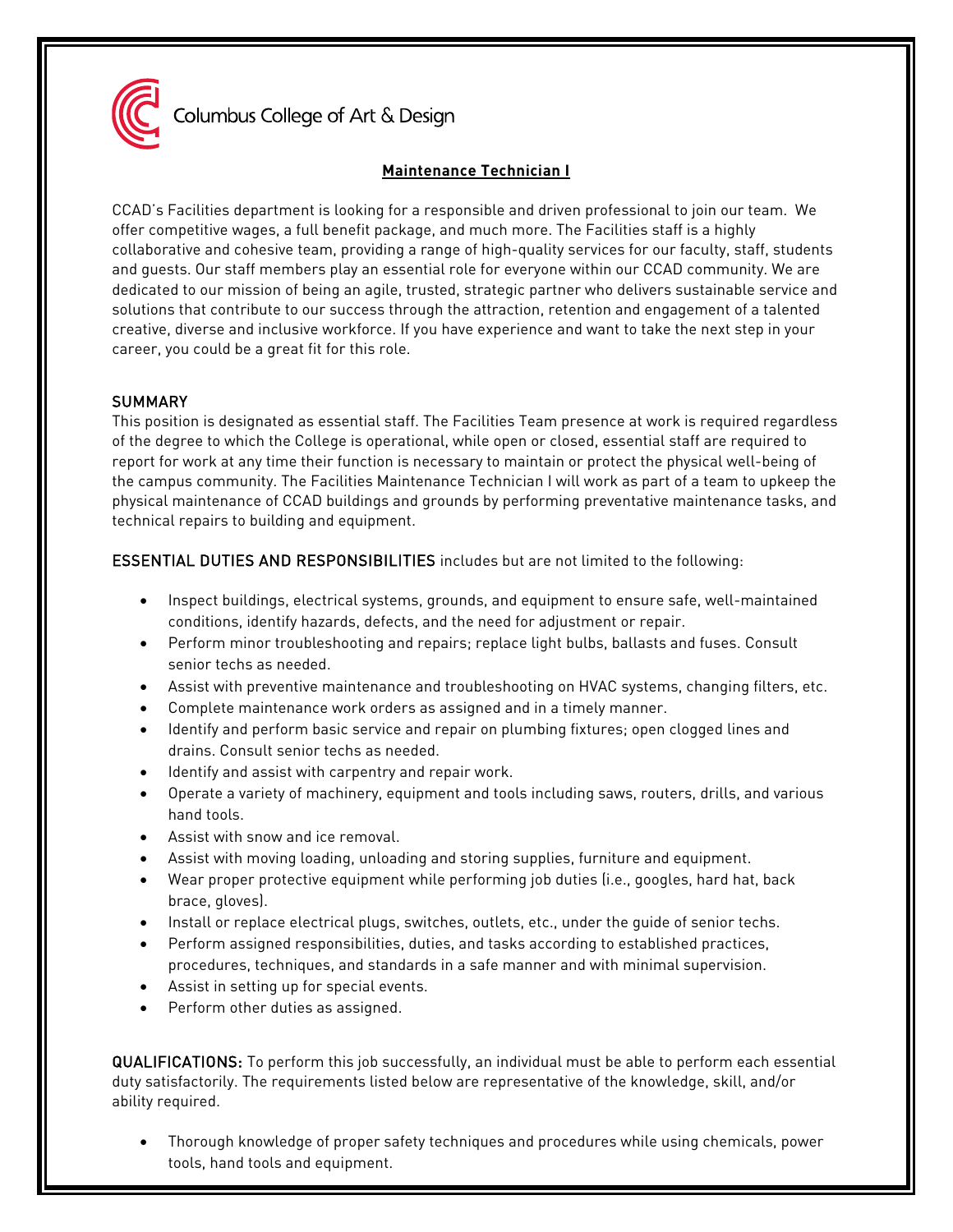Columbus College of Art & Design

# Maintenance Technician I

CCAD's Facilities department is looking for a responsible and driven professional to join our team. We offer competitive wages, a full benefit package, and much more. The Facilities staff is a highly collaborative and cohesive team, providing a range of high-quality services for our faculty, staff, students and guests. Our staff members play an essential role for everyone within our CCAD community. We are dedicated to our mission of being an agile, trusted, strategic partner who delivers sustainable service and solutions that contribute to our success through the attraction, retention and engagement of a talented creative, diverse and inclusive workforce. If you have experience and want to take the next step in your career, you could be a great fit for this role.

## SUMMARY

This position is designated as essential staff. The Facilities Team presence at work is required regardless of the degree to which the College is operational, while open or closed, essential staff are required to report for work at any time their function is necessary to maintain or protect the physical well-being of the campus community. The Facilities Maintenance Technician I will work as part of a team to upkeep the physical maintenance of CCAD buildings and grounds by performing preventative maintenance tasks, and technical repairs to building and equipment.

**ESSENTIAL DUTIES AND RESPONSIBILITIES** includes but are not limited to the following:

- Inspect buildings, electrical systems, grounds, and equipment to ensure safe, well-maintained conditions, identify hazards, defects, and the need for adjustment or repair.
- Perform minor troubleshooting and repairs; replace light bulbs, ballasts and fuses. Consult senior techs as needed.
- Assist with preventive maintenance and troubleshooting on HVAC systems, changing filters, etc.
- Complete maintenance work orders as assigned and in a timely manner.
- Identify and perform basic service and repair on plumbing fixtures; open clogged lines and drains. Consult senior techs as needed.
- Identify and assist with carpentry and repair work.
- Operate a variety of machinery, equipment and tools including saws, routers, drills, and various hand tools.
- Assist with snow and ice removal.
- Assist with moving loading, unloading and storing supplies, furniture and equipment.
- Wear proper protective equipment while performing job duties (i.e., googles, hard hat, back brace, gloves).
- Install or replace electrical plugs, switches, outlets, etc., under the guide of senior techs.
- Perform assigned responsibilities, duties, and tasks according to established practices, procedures, techniques, and standards in a safe manner and with minimal supervision.
- Assist in setting up for special events.
- Perform other duties as assigned.

**QUALIFICATIONS:** To perform this job successfully, an individual must be able to perform each essential duty satisfactorily. The requirements listed below are representative of the knowledge, skill, and/or ability required.

- Thorough knowledge of proper safety techniques and procedures while using chemicals, power tools, hand tools and equipment.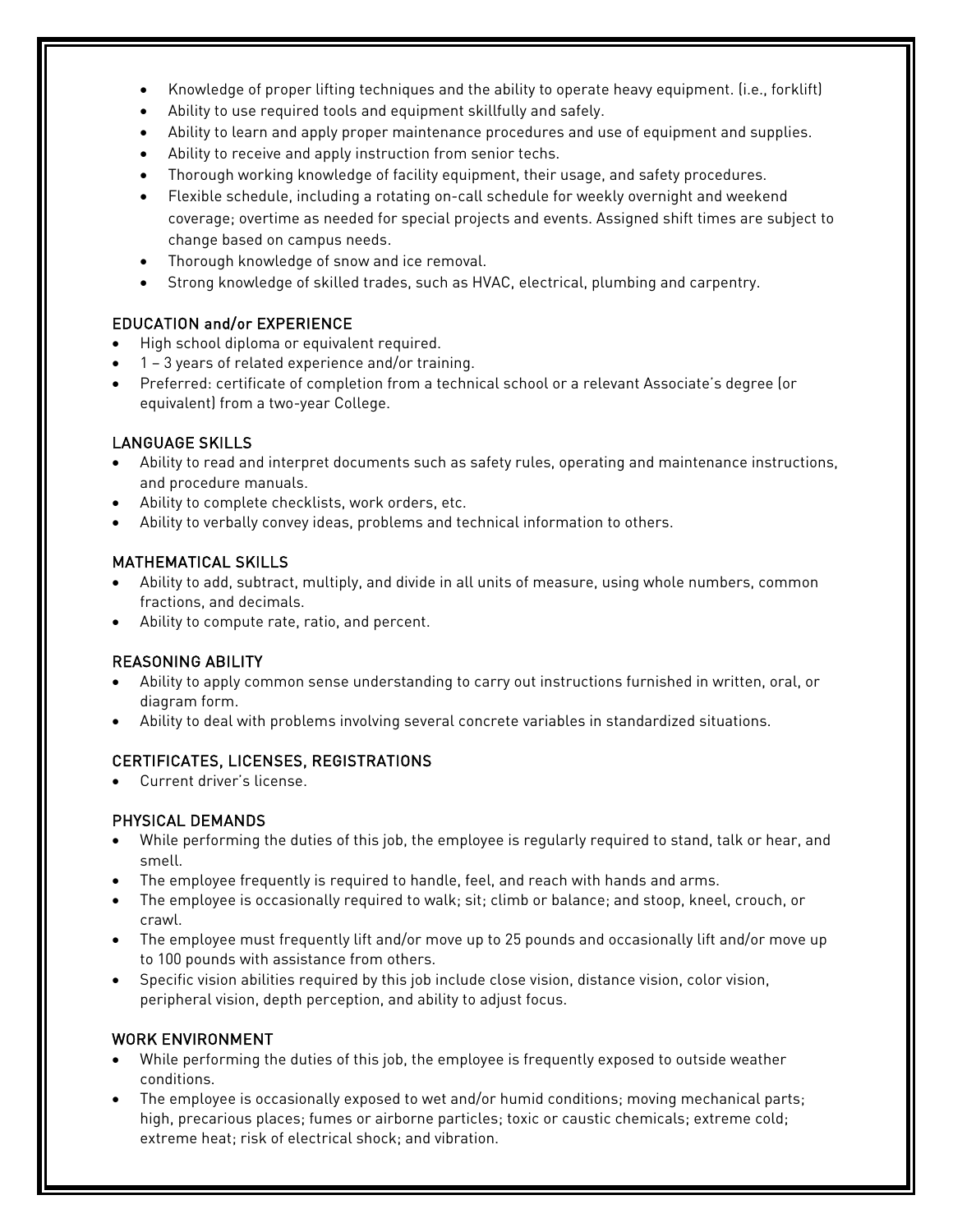- Knowledge of proper lifting techniques and the ability to operate heavy equipment. (i.e., forklift)
- Ability to use required tools and equipment skillfully and safely.
- Ability to learn and apply proper maintenance procedures and use of equipment and supplies.
- Ability to receive and apply instruction from senior techs.
- Thorough working knowledge of facility equipment, their usage, and safety procedures.
- Flexible schedule, including a rotating on-call schedule for weekly overnight and weekend coverage; overtime as needed for special projects and events. Assigned shift times are subject to change based on campus needs.
- Thorough knowledge of snow and ice removal.
- Strong knowledge of skilled trades, such as HVAC, electrical, plumbing and carpentry.

### EDUCATION and/or EXPERIENCE

- High school diploma or equivalent required.
- 1 – 3 years of related experience and/or training.
- Preferred: certificate of completion from a technical school or a relevant Associate's degree (or equivalent) from a two-year College.

### LANGUAGE SKILLS

- Ability to read and interpret documents such as safety rules, operating and maintenance instructions, and procedure manuals.
- Ability to complete checklists, work orders, etc.
- Ability to verbally convey ideas, problems and technical information to others.

### MATHEMATICAL SKILLS

- Ability to add, subtract, multiply, and divide in all units of measure, using whole numbers, common fractions, and decimals.
- Ability to compute rate, ratio, and percent.

### REASONING ABILITY

- Ability to apply common sense understanding to carry out instructions furnished in written, oral, or diagram form.
- Ability to deal with problems involving several concrete variables in standardized situations.

### CERTIFICATES, LICENSES, REGISTRATIONS

- Current driver's license.

### PHYSICAL DEMANDS

- While performing the duties of this job, the employee is regularly required to stand, talk or hear, and smell.
- The employee frequently is required to handle, feel, and reach with hands and arms.
- The employee is occasionally required to walk; sit; climb or balance; and stoop, kneel, crouch, or crawl.
- The employee must frequently lift and/or move up to 25 pounds and occasionally lift and/or move up to 100 pounds with assistance from others.
- Specific vision abilities required by this job include close vision, distance vision, color vision, peripheral vision, depth perception, and ability to adjust focus.

### WORK ENVIRONMENT

- While performing the duties of this job, the employee is frequently exposed to outside weather conditions.
- The employee is occasionally exposed to wet and/or humid conditions; moving mechanical parts; high, precarious places; fumes or airborne particles; toxic or caustic chemicals; extreme cold; extreme heat; risk of electrical shock; and vibration.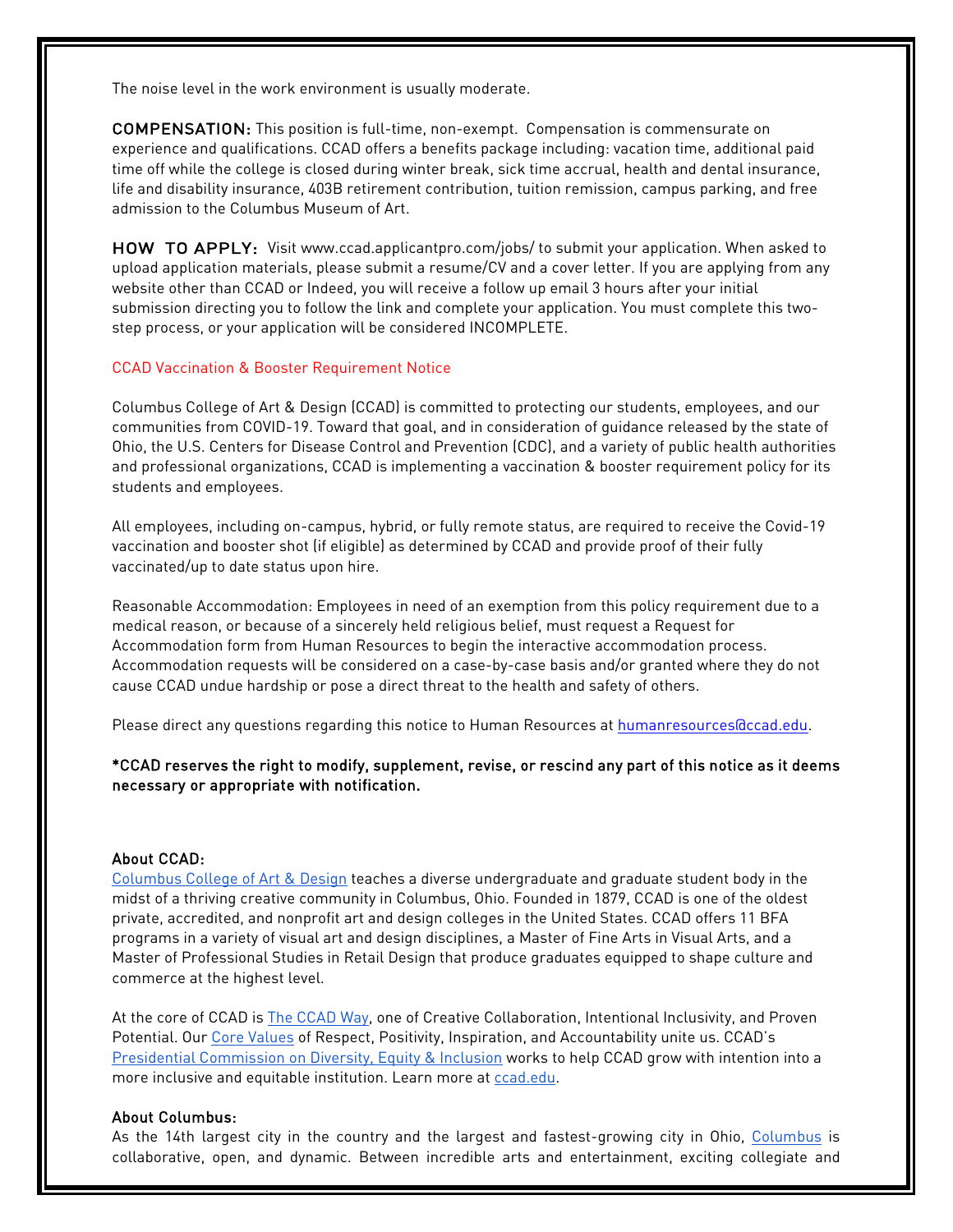The noise level in the work environment is usually moderate.

**COMPENSATION:** This position is full-time, non-exempt. Compensation is commensurate on experience and qualifications. CCAD offers a benefits package including: vacation time, additional paid time off while the college is closed during winter break, sick time accrual, health and dental insurance, life and disability insurance, 403B retirement contribution, tuition remission, campus parking, and free admission to the Columbus Museum of Art.

**HOW TO APPLY:** Visit www.ccad.applicantpro.com/jobs/ to submit your application. When asked to upload application materials, please submit a resume/CV and a cover letter. If you are applying from any website other than CCAD or Indeed, you will receive a follow up email 3 hours after your initial submission directing you to follow the link and complete your application. You must complete this two-step process, or your application will be considered INCOMPLETE.

CCAD Vaccination & Booster Requirement Notice

Columbus College of Art & Design (CCAD) is committed to protecting our students, employees, and our communities from COVID-19. Toward that goal, and in consideration of guidance released by the state of Ohio, the U.S. Centers for Disease Control and Prevention (CDC), and a variety of public health authorities and professional organizations, CCAD is implementing a vaccination & booster requirement policy for its students and employees.

All employees, including on-campus, hybrid, or fully remote status, are required to receive the Covid-19 vaccination and booster shot (if eligible) as determined by CCAD and provide proof of their fully vaccinated/up to date status upon hire.

Reasonable Accommodation: Employees in need of an exemption from this policy requirement due to a medical reason, or because of a sincerely held religious belief, must request a Request for Accommodation form from Human Resources to begin the interactive accommodation process. Accommodation requests will be considered on a case-by-case basis and/or granted where they do not cause CCAD undue hardship or pose a direct threat to the health and safety of others.

Please direct any questions regarding this notice to Human Resources at humanresources@ccad.edu.

**\*CCAD reserves the right to modify, supplement, revise, or rescind any part of this notice as it deems necessary or appropriate with notification.**

**About CCAD:**

Columbus College of Art & Design teaches a diverse undergraduate and graduate student body in the midst of a thriving creative community in Columbus, Ohio. Founded in 1879, CCAD is one of the oldest private, accredited, and nonprofit art and design colleges in the United States. CCAD offers 11 BFA programs in a variety of visual art and design disciplines, a Master of Fine Arts in Visual Arts, and a Master of Professional Studies in Retail Design that produce graduates equipped to shape culture and commerce at the highest level.

At the core of CCAD is The CCAD Way, one of Creative Collaboration, Intentional Inclusivity, and Proven Potential. Our Core Values of Respect, Positivity, Inspiration, and Accountability unite us. CCAD's Presidential Commission on Diversity, Equity & Inclusion works to help CCAD grow with intention into a more inclusive and equitable institution. Learn more at ccad.edu.

**About Columbus:**

As the 14th largest city in the country and the largest and fastest-growing city in Ohio, Columbus is collaborative, open, and dynamic. Between incredible arts and entertainment, exciting collegiate and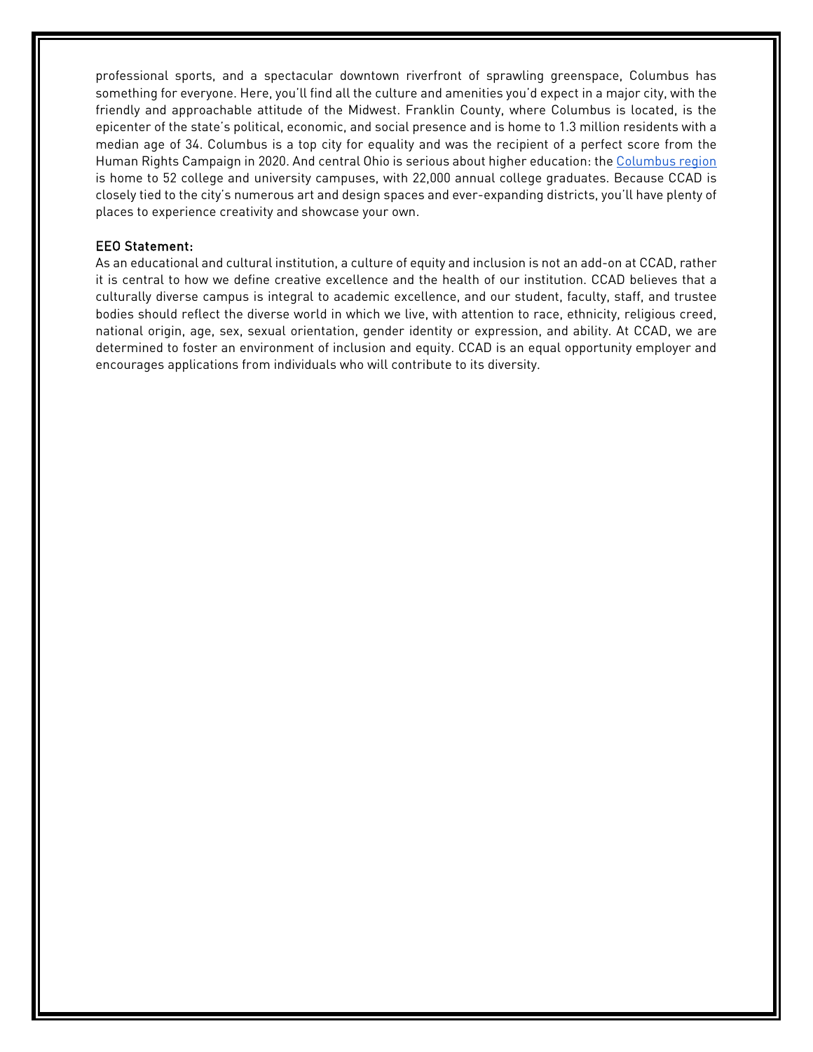professional sports, and a spectacular downtown riverfront of sprawling greenspace, Columbus has something for everyone. Here, you'll find all the culture and amenities you'd expect in a major city, with the friendly and approachable attitude of the Midwest. Franklin County, where Columbus is located, is the epicenter of the state's political, economic, and social presence and is home to 1.3 million residents with a median age of 34. Columbus is a top city for equality and was the recipient of a perfect score from the Human Rights Campaign in 2020. And central Ohio is serious about higher education: the Columbus region is home to 52 college and university campuses, with 22,000 annual college graduates. Because CCAD is closely tied to the city's numerous art and design spaces and ever-expanding districts, you'll have plenty of places to experience creativity and showcase your own.

**EEO Statement:**

As an educational and cultural institution, a culture of equity and inclusion is not an add-on at CCAD, rather it is central to how we define creative excellence and the health of our institution. CCAD believes that a culturally diverse campus is integral to academic excellence, and our student, faculty, staff, and trustee bodies should reflect the diverse world in which we live, with attention to race, ethnicity, religious creed, national origin, age, sex, sexual orientation, gender identity or expression, and ability. At CCAD, we are determined to foster an environment of inclusion and equity. CCAD is an equal opportunity employer and encourages applications from individuals who will contribute to its diversity.